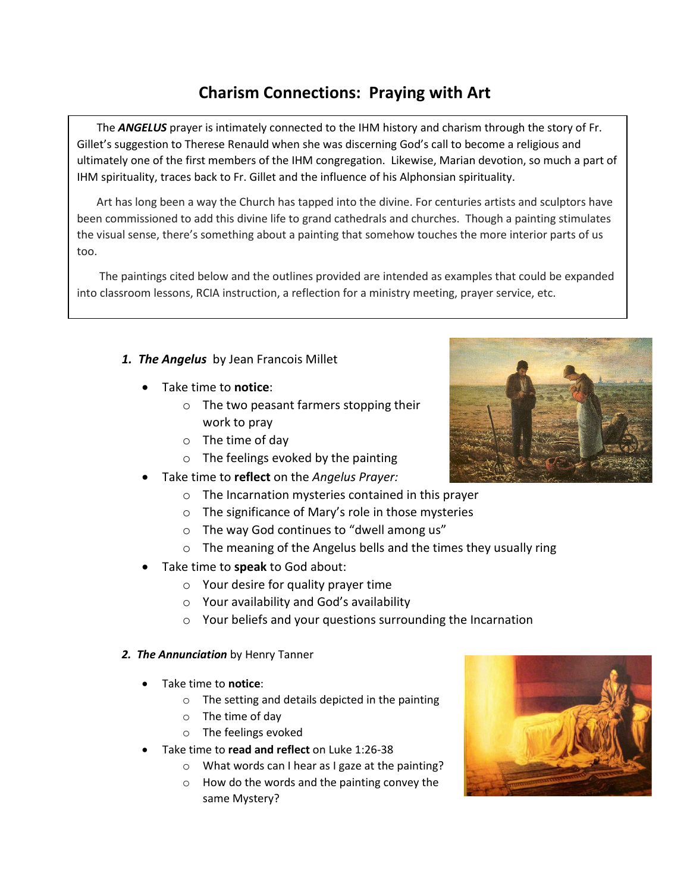# Charism Connections: Praying with Art

The ***ANGELUS*** prayer is intimately connected to the IHM history and charism through the story of Fr. Gillet's suggestion to Therese Renauld when she was discerning God's call to become a religious and ultimately one of the first members of the IHM congregation. Likewise, Marian devotion, so much a part of IHM spirituality, traces back to Fr. Gillet and the influence of his Alphonsian spirituality.

Art has long been a way the Church has tapped into the divine. For centuries artists and sculptors have been commissioned to add this divine life to grand cathedrals and churches. Though a painting stimulates the visual sense, there's something about a painting that somehow touches the more interior parts of us too.

The paintings cited below and the outlines provided are intended as examples that could be expanded into classroom lessons, RCIA instruction, a reflection for a ministry meeting, prayer service, etc.

1. ***The Angelus*** by Jean Francois Millet
   - Take time to **notice**:
     - The two peasant farmers stopping their work to pray
     - The time of day
     - The feelings evoked by the painting
   - Take time to **reflect** on the *Angelus Prayer:*
     - The Incarnation mysteries contained in this prayer
     - The significance of Mary's role in those mysteries
     - The way God continues to "dwell among us"
     - The meaning of the Angelus bells and the times they usually ring
   - Take time to **speak** to God about:
     - Your desire for quality prayer time
     - Your availability and God's availability
     - Your beliefs and your questions surrounding the Incarnation

2. ***The Annunciation*** by Henry Tanner
   - Take time to **notice**:
     - The setting and details depicted in the painting
     - The time of day
     - The feelings evoked
   - Take time to **read and reflect** on Luke 1:26-38
     - What words can I hear as I gaze at the painting?
     - How do the words and the painting convey the same Mystery?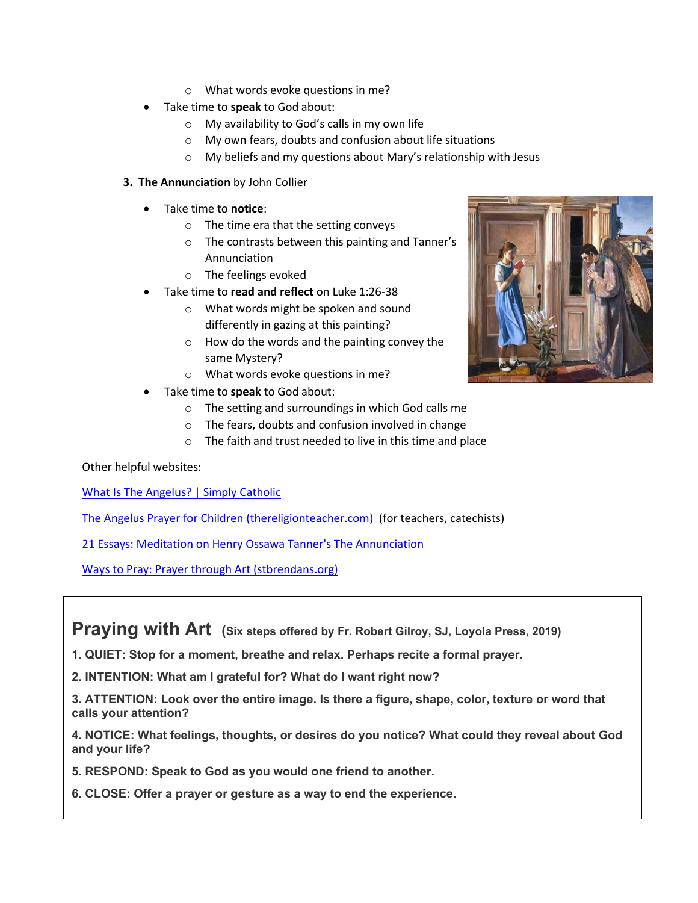- What words evoke questions in me?

- Take time to **speak** to God about:
    - My availability to God's calls in my own life
    - My own fears, doubts and confusion about life situations
    - My beliefs and my questions about Mary's relationship with Jesus

3. **The Annunciation** by John Collier

- Take time to **notice**:
    - The time era that the setting conveys
    - The contrasts between this painting and Tanner's Annunciation
    - The feelings evoked
- Take time to **read and reflect** on Luke 1:26-38
    - What words might be spoken and sound differently in gazing at this painting?
    - How do the words and the painting convey the same Mystery?
    - What words evoke questions in me?
- Take time to **speak** to God about:
    - The setting and surroundings in which God calls me
    - The fears, doubts and confusion involved in change
    - The faith and trust needed to live in this time and place

Other helpful websites:

What Is The Angelus? | Simply Catholic

The Angelus Prayer for Children (thereligionteacher.com) (for teachers, catechists)

21 Essays: Meditation on Henry Ossawa Tanner's The Annunciation

Ways to Pray: Prayer through Art (stbrendans.org)

## Praying with Art (Six steps offered by Fr. Robert Gilroy, SJ, Loyola Press, 2019)

**1. QUIET: Stop for a moment, breathe and relax. Perhaps recite a formal prayer.**

**2. INTENTION: What am I grateful for? What do I want right now?**

**3. ATTENTION: Look over the entire image. Is there a figure, shape, color, texture or word that calls your attention?**

**4. NOTICE: What feelings, thoughts, or desires do you notice? What could they reveal about God and your life?**

**5. RESPOND: Speak to God as you would one friend to another.**

**6. CLOSE: Offer a prayer or gesture as a way to end the experience.**